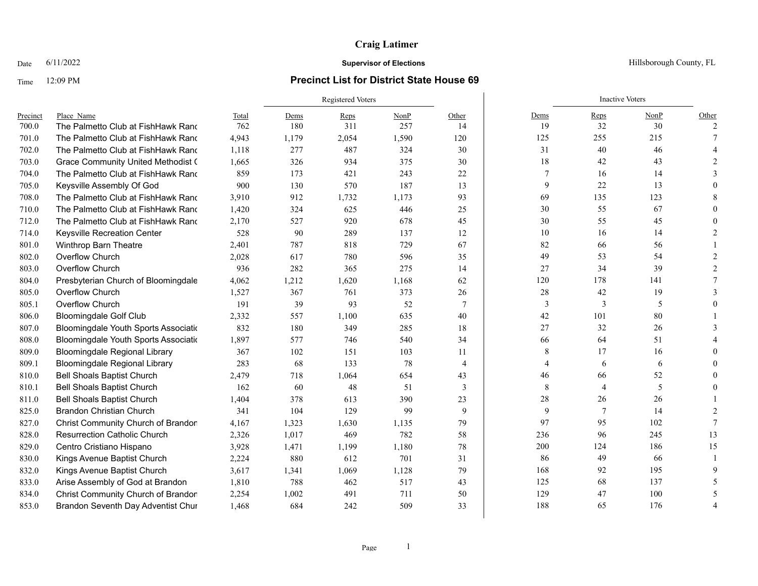# Craig Latimer

Date 6/11/2022 **Supervisor of Elections** Hillsborough County, FL

Time 12:09 PM **Precinct List for District State House 69**

| Precinct | Place_Name | Total | Registered Voters | | | | Inactive Voters | | | |
|---|---|---|---|---|---|---|---|---|---|---|
| | | | Dems | Reps | NonP | Other | Dems | Reps | NonP | Other |
| 700.0 | The Palmetto Club at FishHawk Ranc | 762 | 180 | 311 | 257 | 14 | 19 | 32 | 30 | 2 |
| 701.0 | The Palmetto Club at FishHawk Ranc | 4,943 | 1,179 | 2,054 | 1,590 | 120 | 125 | 255 | 215 | 7 |
| 702.0 | The Palmetto Club at FishHawk Ranc | 1,118 | 277 | 487 | 324 | 30 | 31 | 40 | 46 | 4 |
| 703.0 | Grace Community United Methodist ( | 1,665 | 326 | 934 | 375 | 30 | 18 | 42 | 43 | 2 |
| 704.0 | The Palmetto Club at FishHawk Ranc | 859 | 173 | 421 | 243 | 22 | 7 | 16 | 14 | 3 |
| 705.0 | Keysville Assembly Of God | 900 | 130 | 570 | 187 | 13 | 9 | 22 | 13 | 0 |
| 708.0 | The Palmetto Club at FishHawk Ranc | 3,910 | 912 | 1,732 | 1,173 | 93 | 69 | 135 | 123 | 8 |
| 710.0 | The Palmetto Club at FishHawk Ranc | 1,420 | 324 | 625 | 446 | 25 | 30 | 55 | 67 | 0 |
| 712.0 | The Palmetto Club at FishHawk Ranc | 2,170 | 527 | 920 | 678 | 45 | 30 | 55 | 45 | 0 |
| 714.0 | Keysville Recreation Center | 528 | 90 | 289 | 137 | 12 | 10 | 16 | 14 | 2 |
| 801.0 | Winthrop Barn Theatre | 2,401 | 787 | 818 | 729 | 67 | 82 | 66 | 56 | 1 |
| 802.0 | Overflow Church | 2,028 | 617 | 780 | 596 | 35 | 49 | 53 | 54 | 2 |
| 803.0 | Overflow Church | 936 | 282 | 365 | 275 | 14 | 27 | 34 | 39 | 2 |
| 804.0 | Presbyterian Church of Bloomingdale | 4,062 | 1,212 | 1,620 | 1,168 | 62 | 120 | 178 | 141 | 7 |
| 805.0 | Overflow Church | 1,527 | 367 | 761 | 373 | 26 | 28 | 42 | 19 | 3 |
| 805.1 | Overflow Church | 191 | 39 | 93 | 52 | 7 | 3 | 3 | 5 | 0 |
| 806.0 | Bloomingdale Golf Club | 2,332 | 557 | 1,100 | 635 | 40 | 42 | 101 | 80 | 1 |
| 807.0 | Bloomingdale Youth Sports Associatio | 832 | 180 | 349 | 285 | 18 | 27 | 32 | 26 | 3 |
| 808.0 | Bloomingdale Youth Sports Associatio | 1,897 | 577 | 746 | 540 | 34 | 66 | 64 | 51 | 4 |
| 809.0 | Bloomingdale Regional Library | 367 | 102 | 151 | 103 | 11 | 8 | 17 | 16 | 0 |
| 809.1 | Bloomingdale Regional Library | 283 | 68 | 133 | 78 | 4 | 4 | 6 | 6 | 0 |
| 810.0 | Bell Shoals Baptist Church | 2,479 | 718 | 1,064 | 654 | 43 | 46 | 66 | 52 | 0 |
| 810.1 | Bell Shoals Baptist Church | 162 | 60 | 48 | 51 | 3 | 8 | 4 | 5 | 0 |
| 811.0 | Bell Shoals Baptist Church | 1,404 | 378 | 613 | 390 | 23 | 28 | 26 | 26 | 1 |
| 825.0 | Brandon Christian Church | 341 | 104 | 129 | 99 | 9 | 9 | 7 | 14 | 2 |
| 827.0 | Christ Community Church of Brandon | 4,167 | 1,323 | 1,630 | 1,135 | 79 | 97 | 95 | 102 | 7 |
| 828.0 | Resurrection Catholic Church | 2,326 | 1,017 | 469 | 782 | 58 | 236 | 96 | 245 | 13 |
| 829.0 | Centro Cristiano Hispano | 3,928 | 1,471 | 1,199 | 1,180 | 78 | 200 | 124 | 186 | 15 |
| 830.0 | Kings Avenue Baptist Church | 2,224 | 880 | 612 | 701 | 31 | 86 | 49 | 66 | 1 |
| 832.0 | Kings Avenue Baptist Church | 3,617 | 1,341 | 1,069 | 1,128 | 79 | 168 | 92 | 195 | 9 |
| 833.0 | Arise Assembly of God at Brandon | 1,810 | 788 | 462 | 517 | 43 | 125 | 68 | 137 | 5 |
| 834.0 | Christ Community Church of Brandon | 2,254 | 1,002 | 491 | 711 | 50 | 129 | 47 | 100 | 5 |
| 853.0 | Brandon Seventh Day Adventist Chur | 1,468 | 684 | 242 | 509 | 33 | 188 | 65 | 176 | 4 |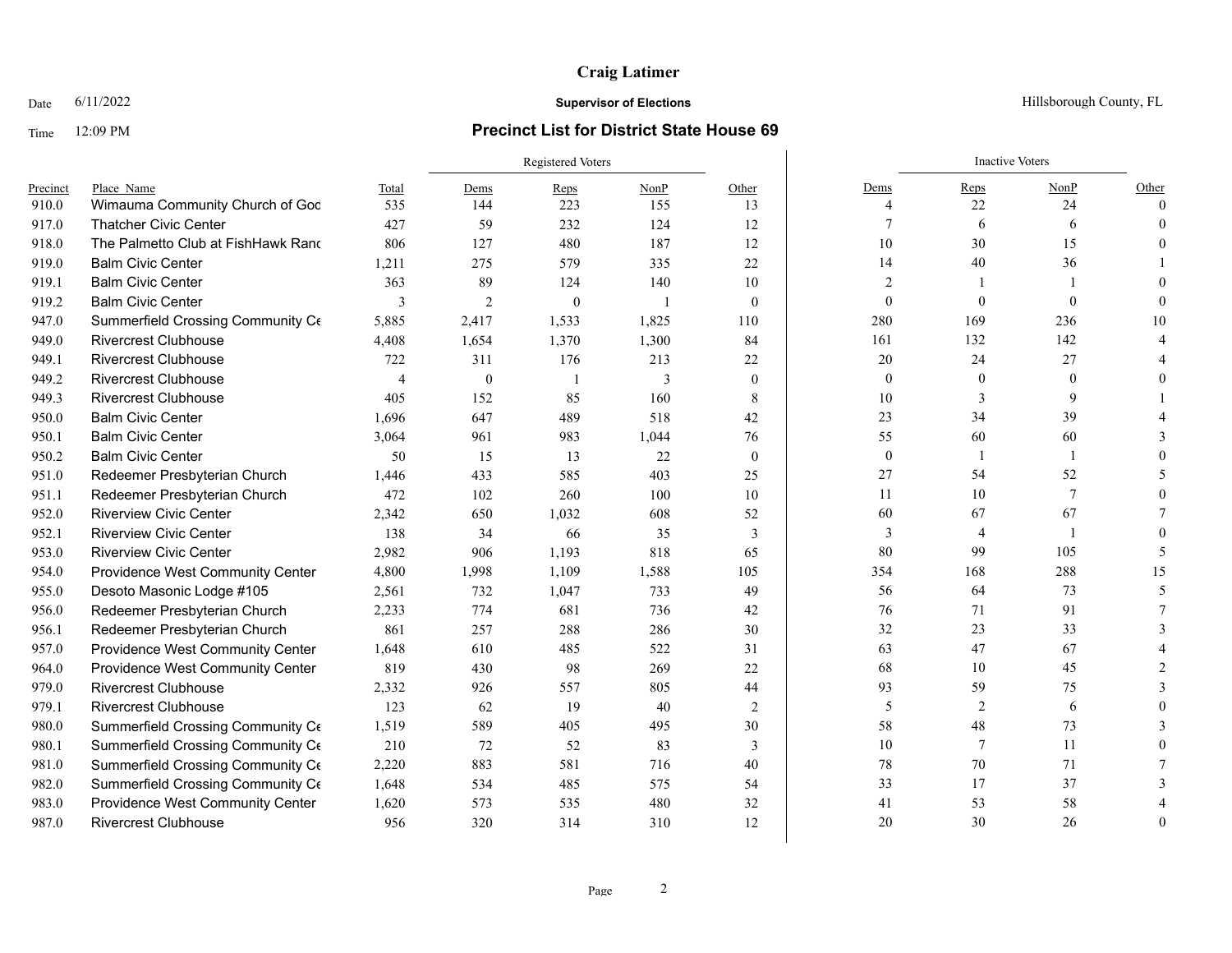**Craig Latimer**

Date 6/11/2022 **Supervisor of Elections** Hillsborough County, FL

Time 12:09 PM

## Precinct List for District State House 69

| Precinct | Place Name | Total | Registered Voters | | | | Inactive Voters | | | |
|---|---|---|---|---|---|---|---|---|---|---|
| | | | Dems | Reps | NonP | Other | Dems | Reps | NonP | Other |
| 910.0 | Wimauma Community Church of Goc | 535 | 144 | 223 | 155 | 13 | 4 | 22 | 24 | 0 |
| 917.0 | Thatcher Civic Center | 427 | 59 | 232 | 124 | 12 | 7 | 6 | 6 | 0 |
| 918.0 | The Palmetto Club at FishHawk Ranc | 806 | 127 | 480 | 187 | 12 | 10 | 30 | 15 | 0 |
| 919.0 | Balm Civic Center | 1,211 | 275 | 579 | 335 | 22 | 14 | 40 | 36 | 1 |
| 919.1 | Balm Civic Center | 363 | 89 | 124 | 140 | 10 | 2 | 1 | 1 | 0 |
| 919.2 | Balm Civic Center | 3 | 2 | 0 | 1 | 0 | 0 | 0 | 0 | 0 |
| 947.0 | Summerfield Crossing Community Ce | 5,885 | 2,417 | 1,533 | 1,825 | 110 | 280 | 169 | 236 | 10 |
| 949.0 | Rivercrest Clubhouse | 4,408 | 1,654 | 1,370 | 1,300 | 84 | 161 | 132 | 142 | 4 |
| 949.1 | Rivercrest Clubhouse | 722 | 311 | 176 | 213 | 22 | 20 | 24 | 27 | 4 |
| 949.2 | Rivercrest Clubhouse | 4 | 0 | 1 | 3 | 0 | 0 | 0 | 0 | 0 |
| 949.3 | Rivercrest Clubhouse | 405 | 152 | 85 | 160 | 8 | 10 | 3 | 9 | 1 |
| 950.0 | Balm Civic Center | 1,696 | 647 | 489 | 518 | 42 | 23 | 34 | 39 | 4 |
| 950.1 | Balm Civic Center | 3,064 | 961 | 983 | 1,044 | 76 | 55 | 60 | 60 | 3 |
| 950.2 | Balm Civic Center | 50 | 15 | 13 | 22 | 0 | 0 | 1 | 1 | 0 |
| 951.0 | Redeemer Presbyterian Church | 1,446 | 433 | 585 | 403 | 25 | 27 | 54 | 52 | 5 |
| 951.1 | Redeemer Presbyterian Church | 472 | 102 | 260 | 100 | 10 | 11 | 10 | 7 | 0 |
| 952.0 | Riverview Civic Center | 2,342 | 650 | 1,032 | 608 | 52 | 60 | 67 | 67 | 7 |
| 952.1 | Riverview Civic Center | 138 | 34 | 66 | 35 | 3 | 3 | 4 | 1 | 0 |
| 953.0 | Riverview Civic Center | 2,982 | 906 | 1,193 | 818 | 65 | 80 | 99 | 105 | 5 |
| 954.0 | Providence West Community Center | 4,800 | 1,998 | 1,109 | 1,588 | 105 | 354 | 168 | 288 | 15 |
| 955.0 | Desoto Masonic Lodge #105 | 2,561 | 732 | 1,047 | 733 | 49 | 56 | 64 | 73 | 5 |
| 956.0 | Redeemer Presbyterian Church | 2,233 | 774 | 681 | 736 | 42 | 76 | 71 | 91 | 7 |
| 956.1 | Redeemer Presbyterian Church | 861 | 257 | 288 | 286 | 30 | 32 | 23 | 33 | 3 |
| 957.0 | Providence West Community Center | 1,648 | 610 | 485 | 522 | 31 | 63 | 47 | 67 | 4 |
| 964.0 | Providence West Community Center | 819 | 430 | 98 | 269 | 22 | 68 | 10 | 45 | 2 |
| 979.0 | Rivercrest Clubhouse | 2,332 | 926 | 557 | 805 | 44 | 93 | 59 | 75 | 3 |
| 979.1 | Rivercrest Clubhouse | 123 | 62 | 19 | 40 | 2 | 5 | 2 | 6 | 0 |
| 980.0 | Summerfield Crossing Community Ce | 1,519 | 589 | 405 | 495 | 30 | 58 | 48 | 73 | 3 |
| 980.1 | Summerfield Crossing Community Ce | 210 | 72 | 52 | 83 | 3 | 10 | 7 | 11 | 0 |
| 981.0 | Summerfield Crossing Community Ce | 2,220 | 883 | 581 | 716 | 40 | 78 | 70 | 71 | 7 |
| 982.0 | Summerfield Crossing Community Ce | 1,648 | 534 | 485 | 575 | 54 | 33 | 17 | 37 | 3 |
| 983.0 | Providence West Community Center | 1,620 | 573 | 535 | 480 | 32 | 41 | 53 | 58 | 4 |
| 987.0 | Rivercrest Clubhouse | 956 | 320 | 314 | 310 | 12 | 20 | 30 | 26 | 0 |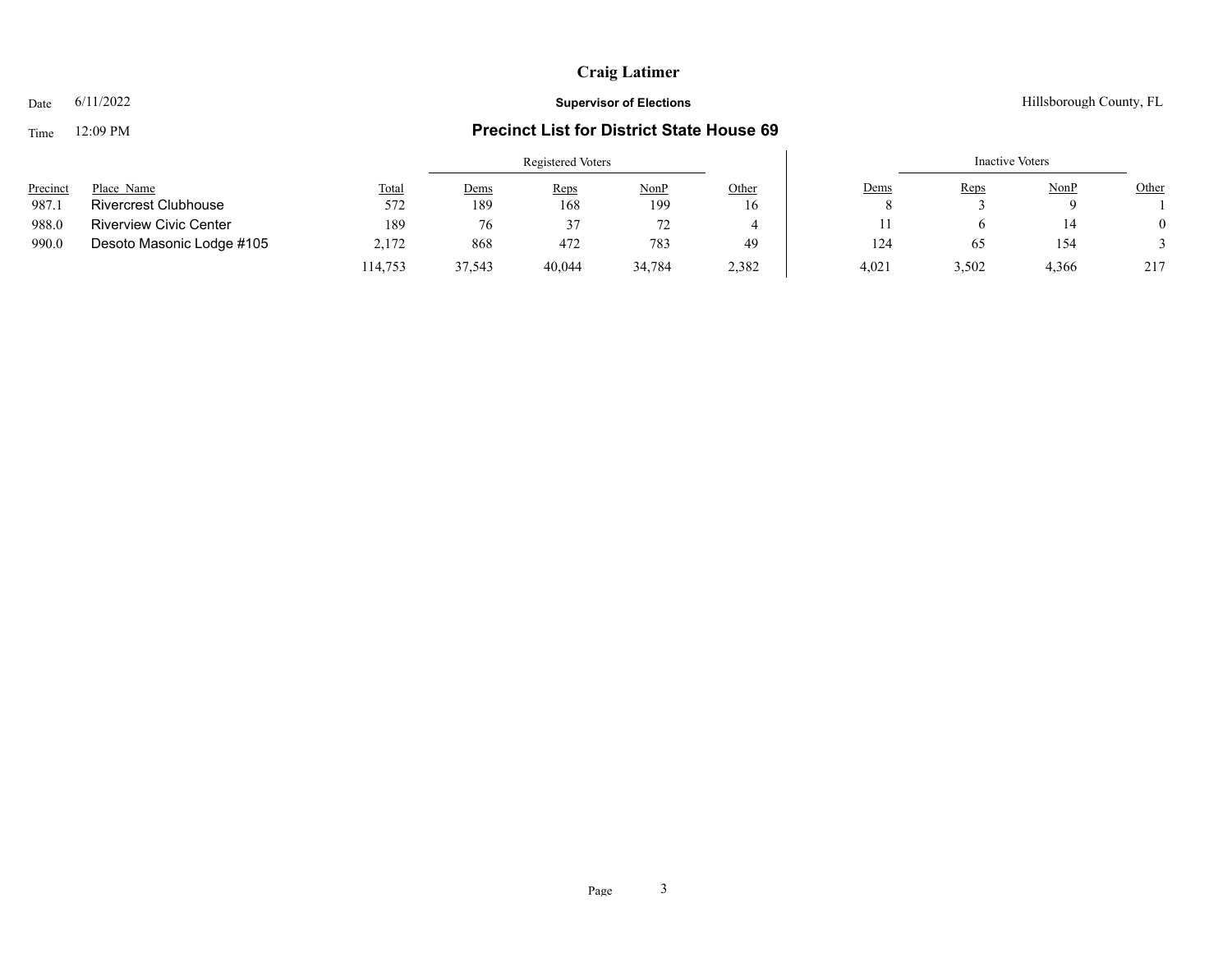# Craig Latimer

Date 6/11/2022

**Supervisor of Elections**

Hillsborough County, FL

Time 12:09 PM

## Precinct List for District State House 69

| | | | Registered Voters | | | | Inactive Voters | | | |
|---|---|---|---|---|---|---|---|---|---|---|
| Precinct | Place_Name | Total | Dems | Reps | NonP | Other | Dems | Reps | NonP | Other |
| 987.1 | Rivercrest Clubhouse | 572 | 189 | 168 | 199 | 16 | 8 | 3 | 9 | 1 |
| 988.0 | Riverview Civic Center | 189 | 76 | 37 | 72 | 4 | 11 | 6 | 14 | 0 |
| 990.0 | Desoto Masonic Lodge #105 | 2,172 | 868 | 472 | 783 | 49 | 124 | 65 | 154 | 3 |
| | | 114,753 | 37,543 | 40,044 | 34,784 | 2,382 | 4,021 | 3,502 | 4,366 | 217 |